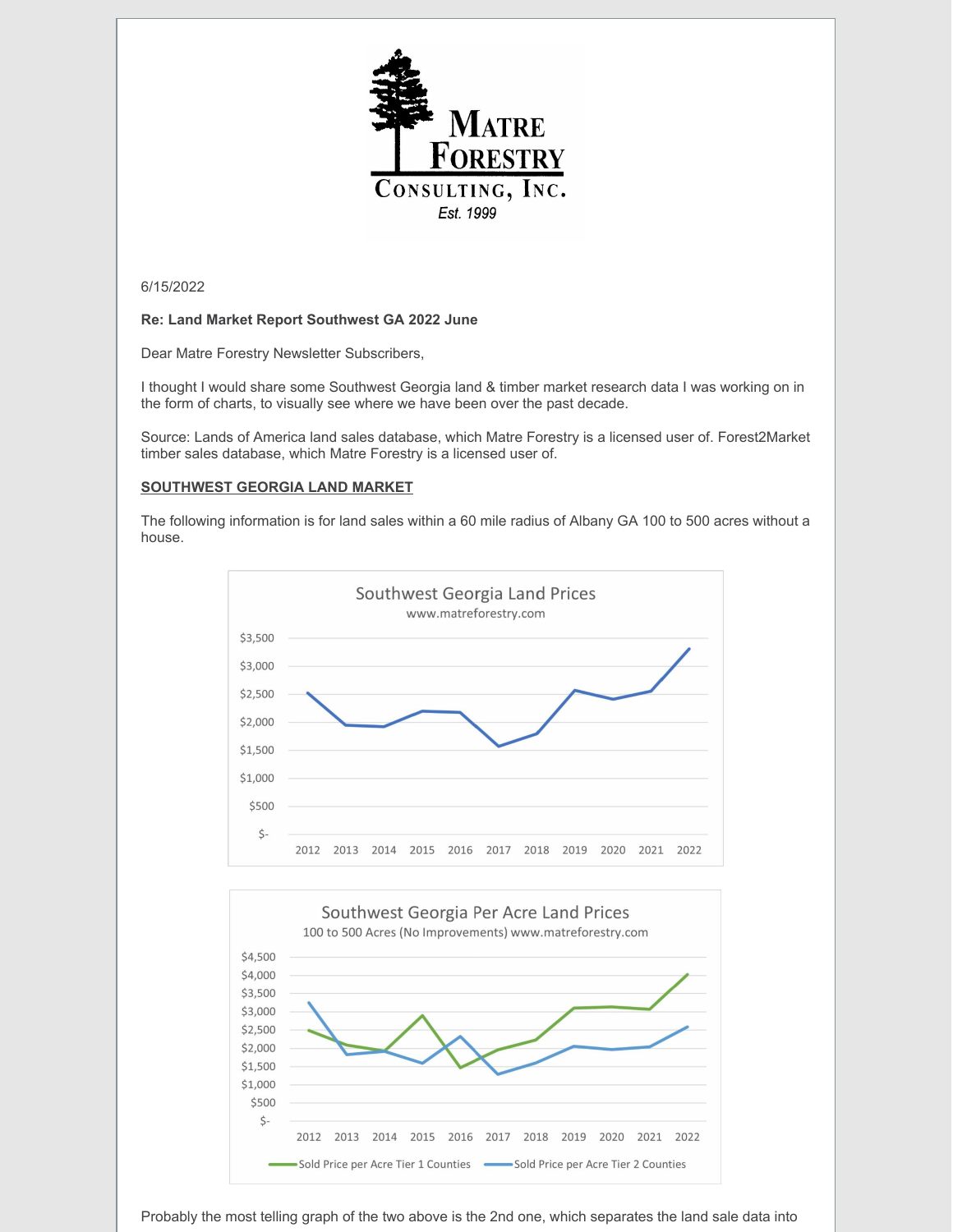6/15/2022

**Re: Land Market Report Southwest GA 2022 June**

Dear Matre Forestry Newsletter Subscribers,

I thought I would share some Southwest Georgia land & timber market research data I was working on in the form of charts, to visually see where we have been over the past decade.

Source: Lands of America land sales database, which Matre Forestry is a licensed user of. Forest2Market timber sales database, which Matre Forestry is a licensed user of.

**SOUTHWEST GEORGIA LAND MARKET**

The following information is for land sales within a 60 mile radius of Albany GA 100 to 500 acres without a house.

Probably the most telling graph of the two above is the 2nd one, which separates the land sale data into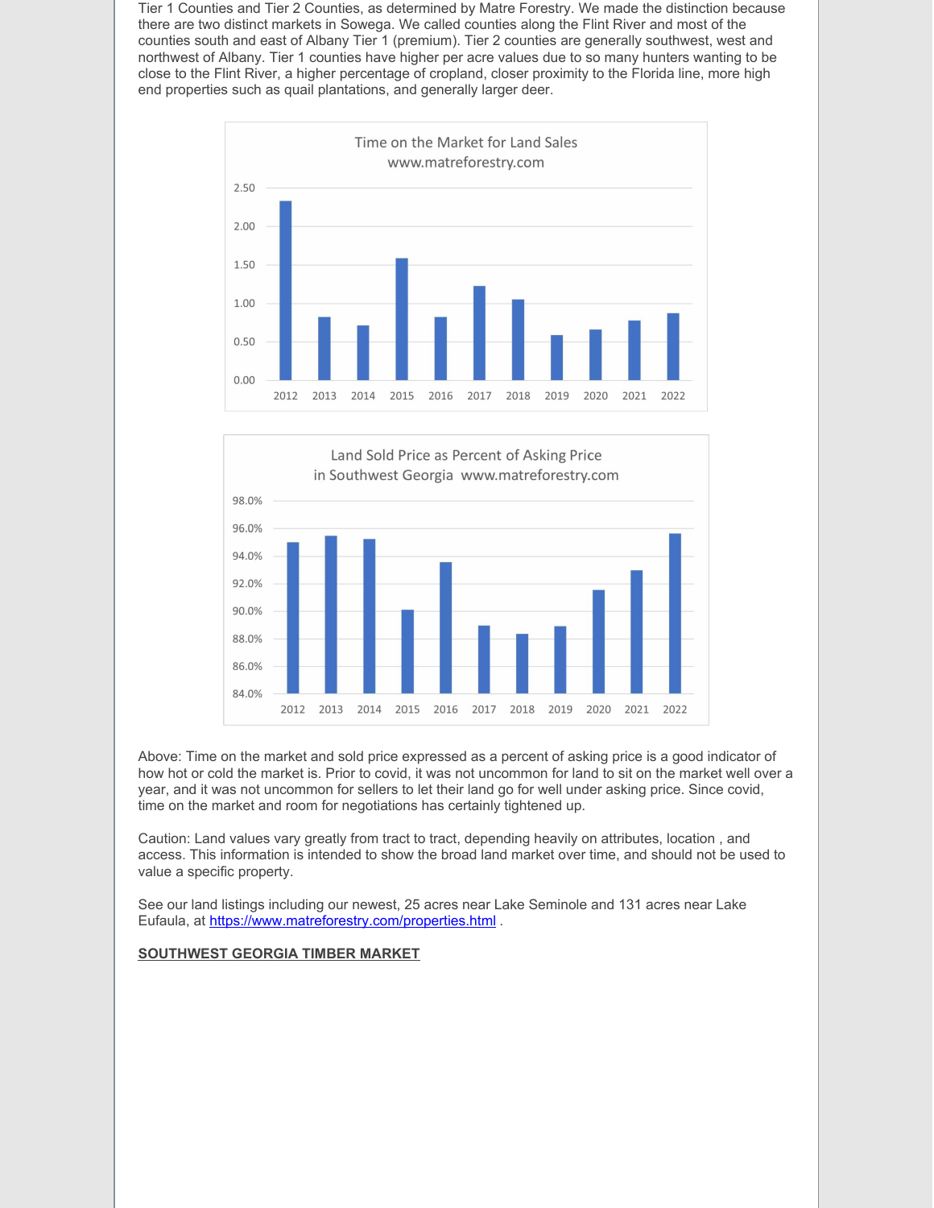Tier 1 Counties and Tier 2 Counties, as determined by Matre Forestry. We made the distinction because there are two distinct markets in Sowega. We called counties along the Flint River and most of the counties south and east of Albany Tier 1 (premium). Tier 2 counties are generally southwest, west and northwest of Albany. Tier 1 counties have higher per acre values due to so many hunters wanting to be close to the Flint River, a higher percentage of cropland, closer proximity to the Florida line, more high end properties such as quail plantations, and generally larger deer.

Above: Time on the market and sold price expressed as a percent of asking price is a good indicator of how hot or cold the market is. Prior to covid, it was not uncommon for land to sit on the market well over a year, and it was not uncommon for sellers to let their land go for well under asking price. Since covid, time on the market and room for negotiations has certainly tightened up.

Caution: Land values vary greatly from tract to tract, depending heavily on attributes, location , and access. This information is intended to show the broad land market over time, and should not be used to value a specific property.

See our land listings including our newest, 25 acres near Lake Seminole and 131 acres near Lake Eufaula, at https://www.matreforestry.com/properties.html .

**SOUTHWEST GEORGIA TIMBER MARKET**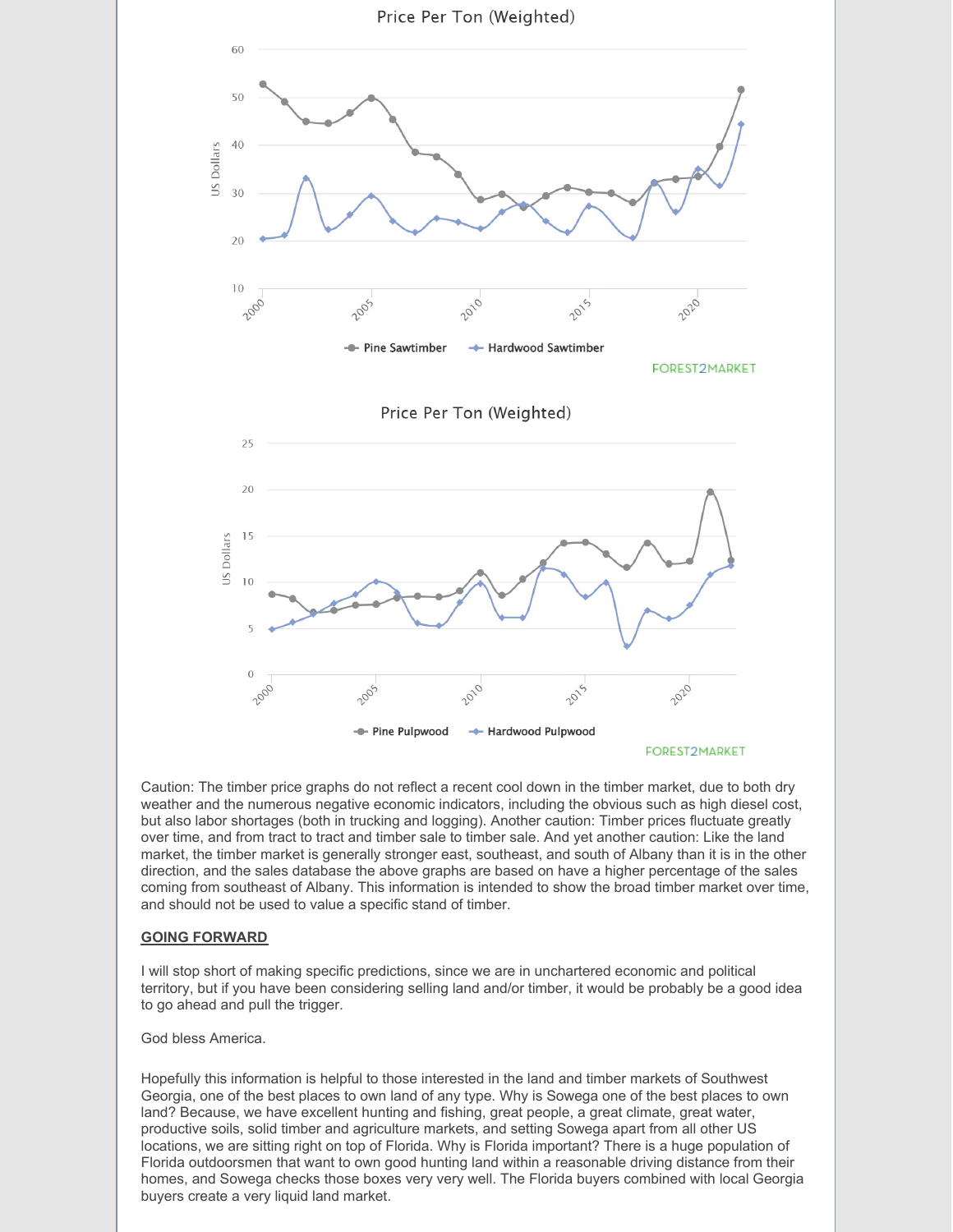Caution: The timber price graphs do not reflect a recent cool down in the timber market, due to both dry weather and the numerous negative economic indicators, including the obvious such as high diesel cost, but also labor shortages (both in trucking and logging). Another caution: Timber prices fluctuate greatly over time, and from tract to tract and timber sale to timber sale. And yet another caution: Like the land market, the timber market is generally stronger east, southeast, and south of Albany than it is in the other direction, and the sales database the above graphs are based on have a higher percentage of the sales coming from southeast of Albany. This information is intended to show the broad timber market over time, and should not be used to value a specific stand of timber.

## GOING FORWARD

I will stop short of making specific predictions, since we are in unchartered economic and political territory, but if you have been considering selling land and/or timber, it would be probably be a good idea to go ahead and pull the trigger.

God bless America.

Hopefully this information is helpful to those interested in the land and timber markets of Southwest Georgia, one of the best places to own land of any type. Why is Sowega one of the best places to own land? Because, we have excellent hunting and fishing, great people, a great climate, great water, productive soils, solid timber and agriculture markets, and setting Sowega apart from all other US locations, we are sitting right on top of Florida. Why is Florida important? There is a huge population of Florida outdoorsmen that want to own good hunting land within a reasonable driving distance from their homes, and Sowega checks those boxes very very well. The Florida buyers combined with local Georgia buyers create a very liquid land market.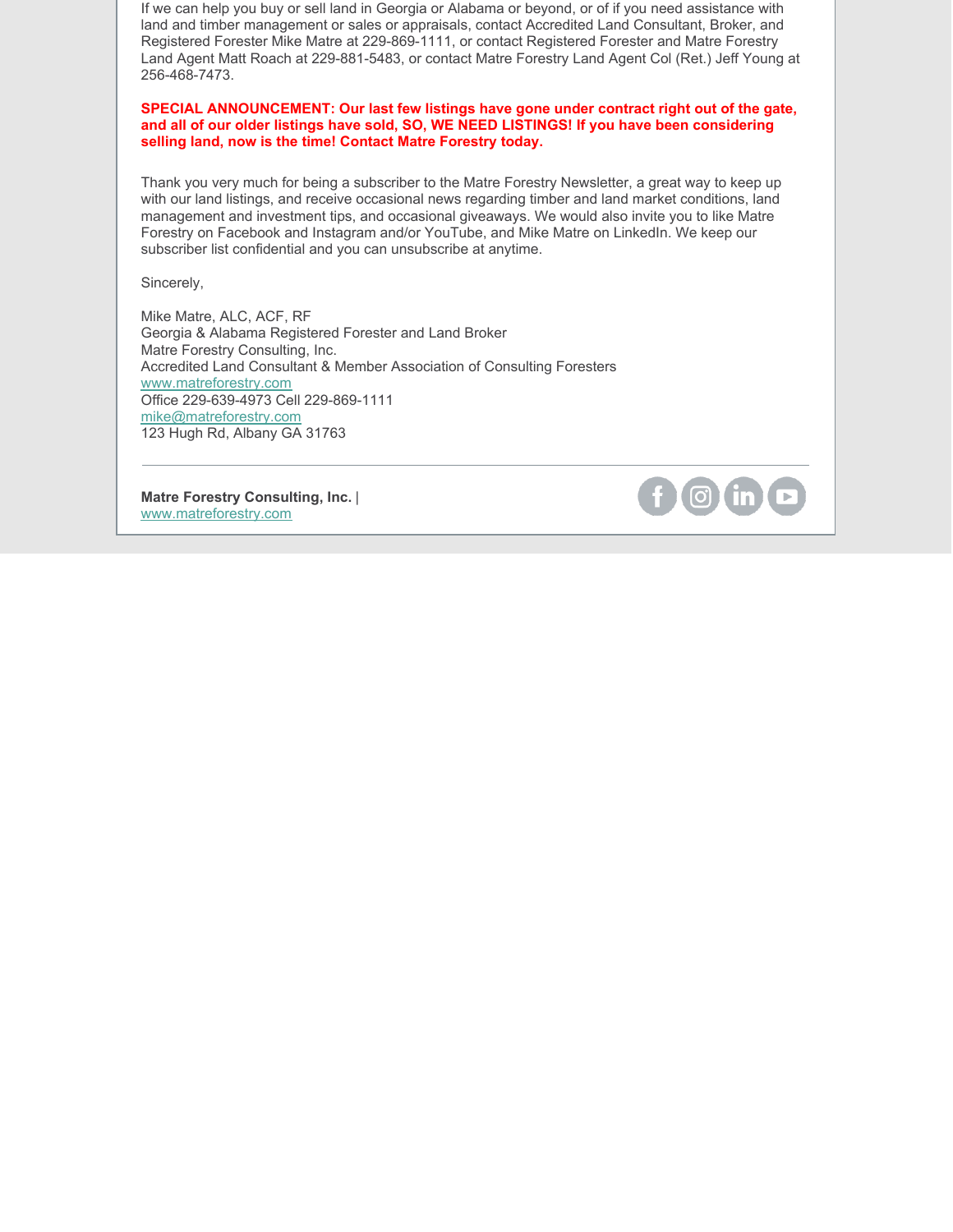If we can help you buy or sell land in Georgia or Alabama or beyond, or of if you need assistance with land and timber management or sales or appraisals, contact Accredited Land Consultant, Broker, and Registered Forester Mike Matre at 229-869-1111, or contact Registered Forester and Matre Forestry Land Agent Matt Roach at 229-881-5483, or contact Matre Forestry Land Agent Col (Ret.) Jeff Young at 256-468-7473.

**SPECIAL ANNOUNCEMENT: Our last few listings have gone under contract right out of the gate, and all of our older listings have sold, SO, WE NEED LISTINGS! If you have been considering selling land, now is the time! Contact Matre Forestry today.**

Thank you very much for being a subscriber to the Matre Forestry Newsletter, a great way to keep up with our land listings, and receive occasional news regarding timber and land market conditions, land management and investment tips, and occasional giveaways. We would also invite you to like Matre Forestry on Facebook and Instagram and/or YouTube, and Mike Matre on LinkedIn. We keep our subscriber list confidential and you can unsubscribe at anytime.

Sincerely,

Mike Matre, ALC, ACF, RF
Georgia & Alabama Registered Forester and Land Broker
Matre Forestry Consulting, Inc.
Accredited Land Consultant & Member Association of Consulting Foresters
www.matreforestry.com
Office 229-639-4973 Cell 229-869-1111
mike@matreforestry.com
123 Hugh Rd, Albany GA 31763

---

**Matre Forestry Consulting, Inc.** |
www.matreforestry.com